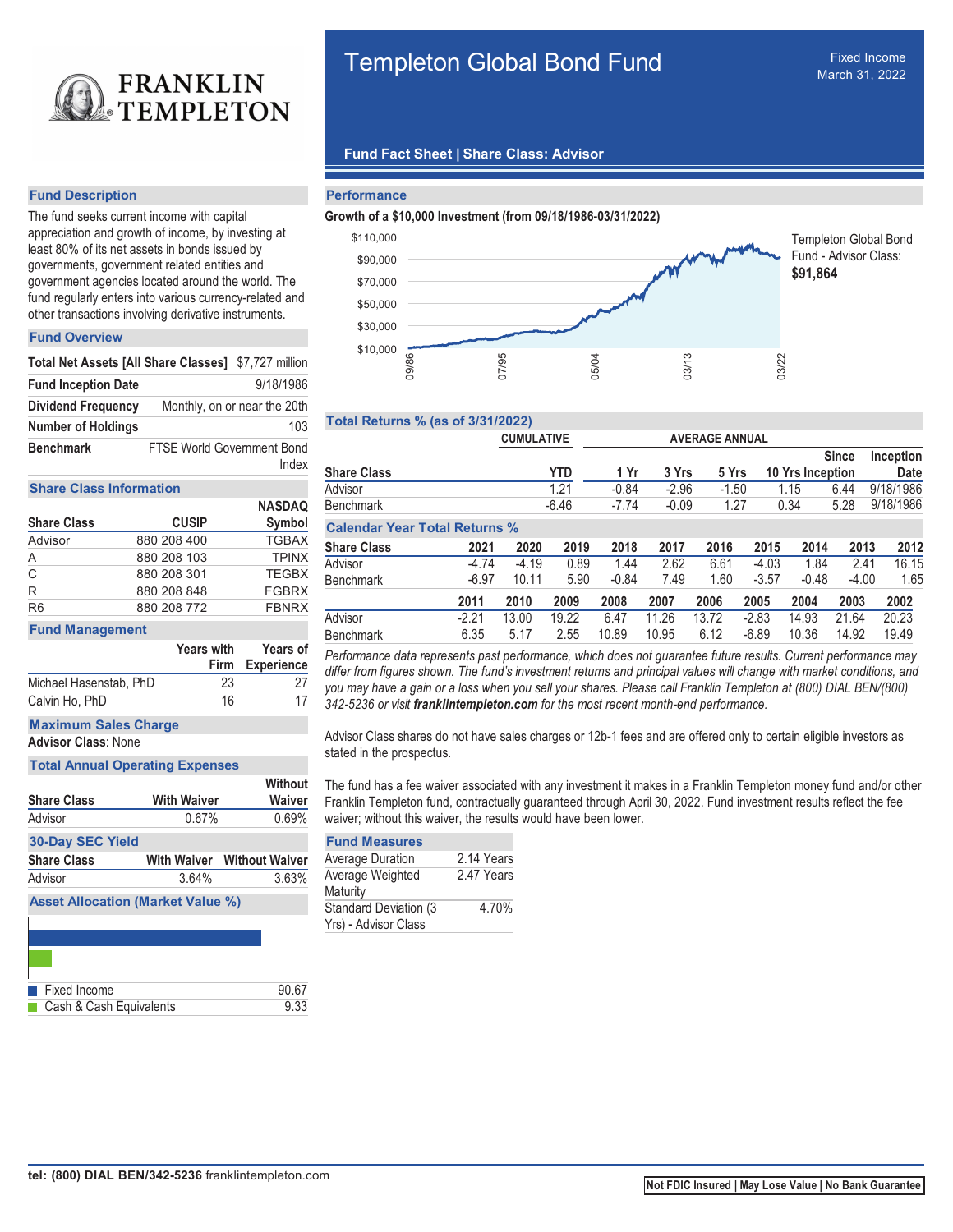# Templeton Global Bond Fund

Fixed Income
March 31, 2022

**Fund Fact Sheet | Share Class: Advisor**

## Fund Description

The fund seeks current income with capital appreciation and growth of income, by investing at least 80% of its net assets in bonds issued by governments, government related entities and government agencies located around the world. The fund regularly enters into various currency-related and other transactions involving derivative instruments.

## Fund Overview

| | |
|---|---|
| **Total Net Assets [All Share Classes]** | $7,727 million |
| **Fund Inception Date** | 9/18/1986 |
| **Dividend Frequency** | Monthly, on or near the 20th |
| **Number of Holdings** | 103 |
| **Benchmark** | FTSE World Government Bond Index |

## Share Class Information

| Share Class | CUSIP | NASDAQ Symbol |
|---|---|---|
| Advisor | 880 208 400 | TGBAX |
| A | 880 208 103 | TPINX |
| C | 880 208 301 | TEGBX |
| R | 880 208 848 | FGBRX |
| R6 | 880 208 772 | FBNRX |

## Fund Management

| | Years with Firm | Years of Experience |
|---|---|---|
| Michael Hasenstab, PhD | 23 | 27 |
| Calvin Ho, PhD | 16 | 17 |

## Maximum Sales Charge

**Advisor Class**: None

## Total Annual Operating Expenses

| Share Class | With Waiver | Without Waiver |
|---|---|---|
| Advisor | 0.67% | 0.69% |

## 30-Day SEC Yield

| Share Class | With Waiver | Without Waiver |
|---|---|---|
| Advisor | 3.64% | 3.63% |

## Asset Allocation (Market Value %)

| | |
|---|---|
| Fixed Income | 90.67 |
| Cash & Cash Equivalents | 9.33 |

## Performance

**Growth of a $10,000 Investment (from 09/18/1986-03/31/2022)**

Templeton Global Bond Fund - Advisor Class: **$91,864**

## Total Returns % (as of 3/31/2022)

| | CUMULATIVE | AVERAGE ANNUAL | | | | | |
|---|---|---|---|---|---|---|---|
| **Share Class** | **YTD** | **1 Yr** | **3 Yrs** | **5 Yrs** | **10 Yrs** | **Since Inception** | **Inception Date** |
| Advisor | 1.21 | -0.84 | -2.96 | -1.50 | 1.15 | 6.44 | 9/18/1986 |
| Benchmark | -6.46 | -7.74 | -0.09 | 1.27 | 0.34 | 5.28 | 9/18/1986 |

## Calendar Year Total Returns %

| Share Class | 2021 | 2020 | 2019 | 2018 | 2017 | 2016 | 2015 | 2014 | 2013 | 2012 |
|---|---|---|---|---|---|---|---|---|---|---|
| Advisor | -4.74 | -4.19 | 0.89 | 1.44 | 2.62 | 6.61 | -4.03 | 1.84 | 2.41 | 16.15 |
| Benchmark | -6.97 | 10.11 | 5.90 | -0.84 | 7.49 | 1.60 | -3.57 | -0.48 | -4.00 | 1.65 |

| | 2011 | 2010 | 2009 | 2008 | 2007 | 2006 | 2005 | 2004 | 2003 | 2002 |
|---|---|---|---|---|---|---|---|---|---|---|
| Advisor | -2.21 | 13.00 | 19.22 | 6.47 | 11.26 | 13.72 | -2.83 | 14.93 | 21.64 | 20.23 |
| Benchmark | 6.35 | 5.17 | 2.55 | 10.89 | 10.95 | 6.12 | -6.89 | 10.36 | 14.92 | 19.49 |

*Performance data represents past performance, which does not guarantee future results. Current performance may differ from figures shown. The fund's investment returns and principal values will change with market conditions, and you may have a gain or a loss when you sell your shares. Please call Franklin Templeton at (800) DIAL BEN/(800) 342-5236 or visit* ***franklintempleton.com*** *for the most recent month-end performance.*

Advisor Class shares do not have sales charges or 12b-1 fees and are offered only to certain eligible investors as stated in the prospectus.

The fund has a fee waiver associated with any investment it makes in a Franklin Templeton money fund and/or other Franklin Templeton fund, contractually guaranteed through April 30, 2022. Fund investment results reflect the fee waiver; without this waiver, the results would have been lower.

## Fund Measures

| | |
|---|---|
| Average Duration | 2.14 Years |
| Average Weighted Maturity | 2.47 Years |
| Standard Deviation (3 Yrs) - Advisor Class | 4.70% |

**tel: (800) DIAL BEN/342-5236** franklintempleton.com

**Not FDIC Insured | May Lose Value | No Bank Guarantee**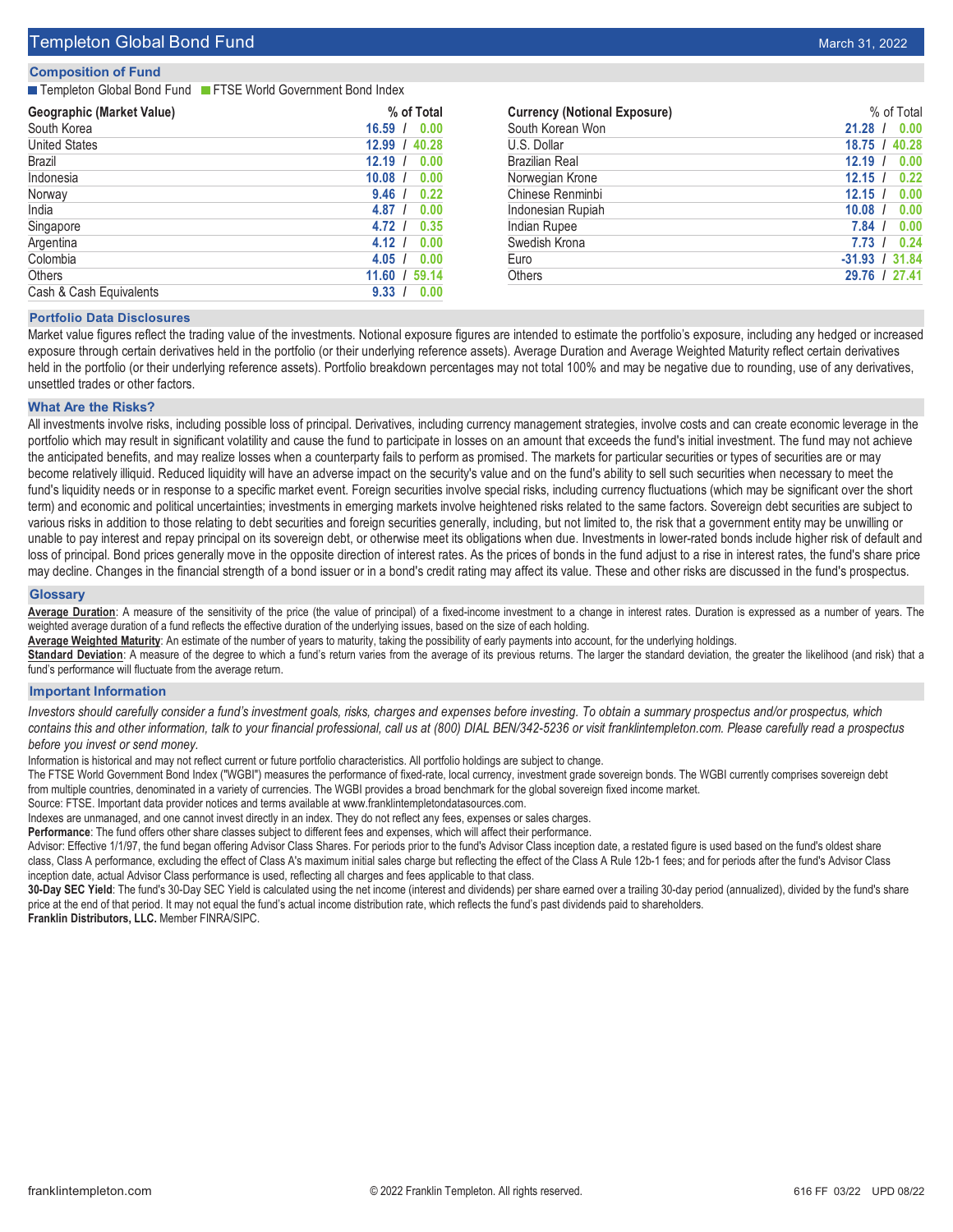# Templeton Global Bond Fund

March 31, 2022

## Composition of Fund

Templeton Global Bond Fund / FTSE World Government Bond Index

| Geographic (Market Value) | % of Total |
|---|---|
| South Korea | 16.59 / 0.00 |
| United States | 12.99 / 40.28 |
| Brazil | 12.19 / 0.00 |
| Indonesia | 10.08 / 0.00 |
| Norway | 9.46 / 0.22 |
| India | 4.87 / 0.00 |
| Singapore | 4.72 / 0.35 |
| Argentina | 4.12 / 0.00 |
| Colombia | 4.05 / 0.00 |
| Others | 11.60 / 59.14 |
| Cash & Cash Equivalents | 9.33 / 0.00 |

| Currency (Notional Exposure) | % of Total |
|---|---|
| South Korean Won | 21.28 / 0.00 |
| U.S. Dollar | 18.75 / 40.28 |
| Brazilian Real | 12.19 / 0.00 |
| Norwegian Krone | 12.15 / 0.22 |
| Chinese Renminbi | 12.15 / 0.00 |
| Indonesian Rupiah | 10.08 / 0.00 |
| Indian Rupee | 7.84 / 0.00 |
| Swedish Krona | 7.73 / 0.24 |
| Euro | -31.93 / 31.84 |
| Others | 29.76 / 27.41 |

## Portfolio Data Disclosures

Market value figures reflect the trading value of the investments. Notional exposure figures are intended to estimate the portfolio's exposure, including any hedged or increased exposure through certain derivatives held in the portfolio (or their underlying reference assets). Average Duration and Average Weighted Maturity reflect certain derivatives held in the portfolio (or their underlying reference assets). Portfolio breakdown percentages may not total 100% and may be negative due to rounding, use of any derivatives, unsettled trades or other factors.

## What Are the Risks?

All investments involve risks, including possible loss of principal. Derivatives, including currency management strategies, involve costs and can create economic leverage in the portfolio which may result in significant volatility and cause the fund to participate in losses on an amount that exceeds the fund's initial investment. The fund may not achieve the anticipated benefits, and may realize losses when a counterparty fails to perform as promised. The markets for particular securities or types of securities are or may become relatively illiquid. Reduced liquidity will have an adverse impact on the security's value and on the fund's ability to sell such securities when necessary to meet the fund's liquidity needs or in response to a specific market event. Foreign securities involve special risks, including currency fluctuations (which may be significant over the short term) and economic and political uncertainties; investments in emerging markets involve heightened risks related to the same factors. Sovereign debt securities are subject to various risks in addition to those relating to debt securities and foreign securities generally, including, but not limited to, the risk that a government entity may be unwilling or unable to pay interest and repay principal on its sovereign debt, or otherwise meet its obligations when due. Investments in lower-rated bonds include higher risk of default and loss of principal. Bond prices generally move in the opposite direction of interest rates. As the prices of bonds in the fund adjust to a rise in interest rates, the fund's share price may decline. Changes in the financial strength of a bond issuer or in a bond's credit rating may affect its value. These and other risks are discussed in the fund's prospectus.

## Glossary

**Average Duration**: A measure of the sensitivity of the price (the value of principal) of a fixed-income investment to a change in interest rates. Duration is expressed as a number of years. The weighted average duration of a fund reflects the effective duration of the underlying issues, based on the size of each holding.

**Average Weighted Maturity**: An estimate of the number of years to maturity, taking the possibility of early payments into account, for the underlying holdings.

**Standard Deviation**: A measure of the degree to which a fund's return varies from the average of its previous returns. The larger the standard deviation, the greater the likelihood (and risk) that a fund's performance will fluctuate from the average return.

## Important Information

*Investors should carefully consider a fund's investment goals, risks, charges and expenses before investing. To obtain a summary prospectus and/or prospectus, which contains this and other information, talk to your financial professional, call us at (800) DIAL BEN/342-5236 or visit franklintempleton.com. Please carefully read a prospectus before you invest or send money.*

Information is historical and may not reflect current or future portfolio characteristics. All portfolio holdings are subject to change.

The FTSE World Government Bond Index ("WGBI") measures the performance of fixed-rate, local currency, investment grade sovereign bonds. The WGBI currently comprises sovereign debt from multiple countries, denominated in a variety of currencies. The WGBI provides a broad benchmark for the global sovereign fixed income market.

Source: FTSE. Important data provider notices and terms available at www.franklintempletondatasources.com.

Indexes are unmanaged, and one cannot invest directly in an index. They do not reflect any fees, expenses or sales charges.

**Performance**: The fund offers other share classes subject to different fees and expenses, which will affect their performance.

Advisor: Effective 1/1/97, the fund began offering Advisor Class Shares. For periods prior to the fund's Advisor Class inception date, a restated figure is used based on the fund's oldest share class, Class A performance, excluding the effect of Class A's maximum initial sales charge but reflecting the effect of the Class A Rule 12b-1 fees; and for periods after the fund's Advisor Class inception date, actual Advisor Class performance is used, reflecting all charges and fees applicable to that class.

**30-Day SEC Yield**: The fund's 30-Day SEC Yield is calculated using the net income (interest and dividends) per share earned over a trailing 30-day period (annualized), divided by the fund's share price at the end of that period. It may not equal the fund's actual income distribution rate, which reflects the fund's past dividends paid to shareholders.

**Franklin Distributors, LLC.** Member FINRA/SIPC.

franklintempleton.com

© 2022 Franklin Templeton. All rights reserved.

616 FF 03/22 UPD 08/22